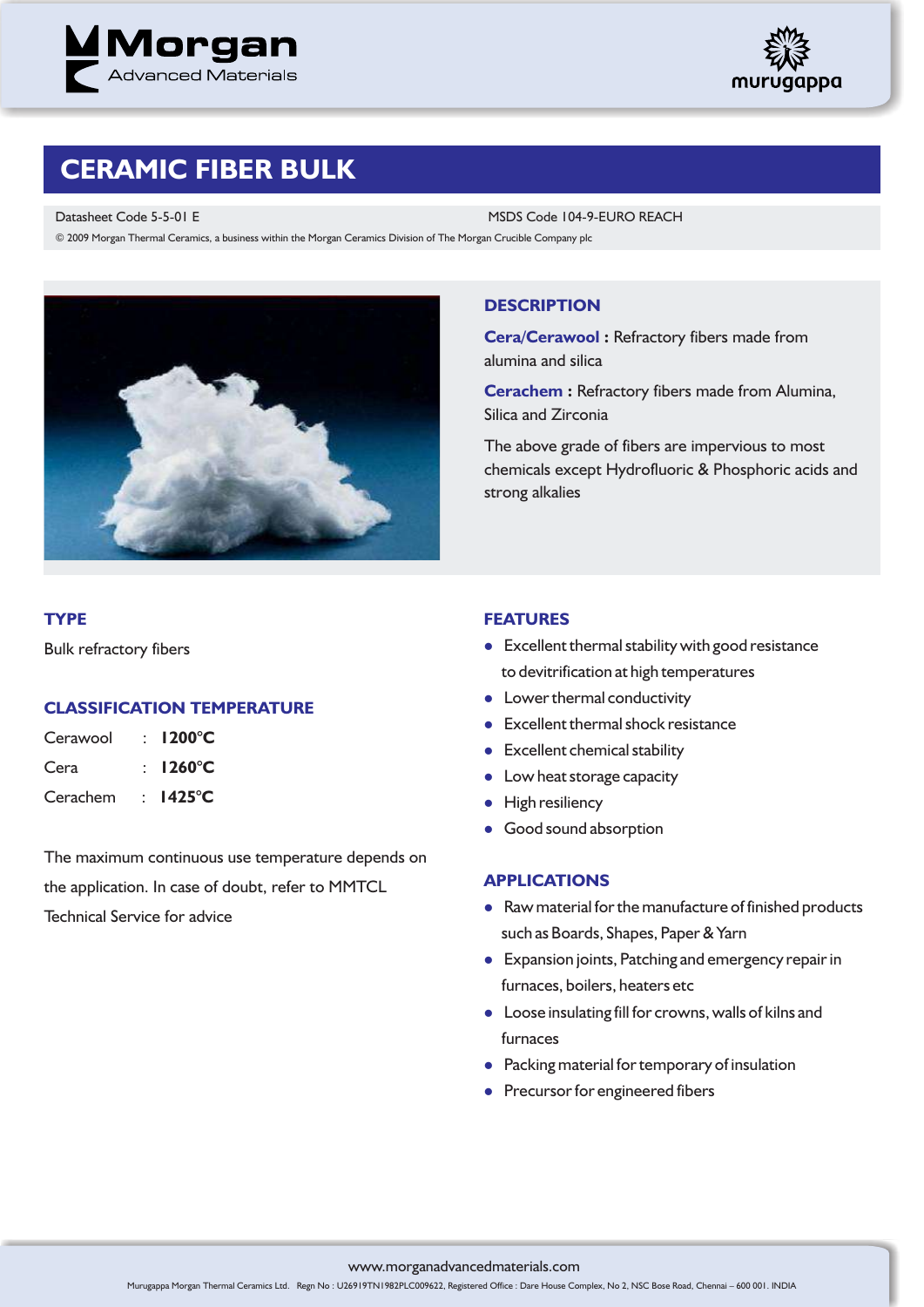# CERAMIC FIBER BULK

Datasheet Code 5-5-01 E

MSDS Code 104-9-EURO REACH

© 2009 Morgan Thermal Ceramics, a business within the Morgan Ceramics Division of The Morgan Crucible Company plc

## DESCRIPTION

**Cera/Cerawool :** Refractory fibers made from alumina and silica

**Cerachem :** Refractory fibers made from Alumina, Silica and Zirconia

The above grade of fibers are impervious to most chemicals except Hydrofluoric & Phosphoric acids and strong alkalies

## TYPE

Bulk refractory fibers

## CLASSIFICATION TEMPERATURE

| | | |
|---|---|---|
| Cerawool | : | **1200°C** |
| Cera | : | **1260°C** |
| Cerachem | : | **1425°C** |

The maximum continuous use temperature depends on the application. In case of doubt, refer to MMTCL Technical Service for advice

## FEATURES

- Excellent thermal stability with good resistance to devitrification at high temperatures
- Lower thermal conductivity
- Excellent thermal shock resistance
- Excellent chemical stability
- Low heat storage capacity
- High resiliency
- Good sound absorption

## APPLICATIONS

- Raw material for the manufacture of finished products such as Boards, Shapes, Paper & Yarn
- Expansion joints, Patching and emergency repair in furnaces, boilers, heaters etc
- Loose insulating fill for crowns, walls of kilns and furnaces
- Packing material for temporary of insulation
- Precursor for engineered fibers

www.morganadvancedmaterials.com

Murugappa Morgan Thermal Ceramics Ltd. Regn No : U26919TN1982PLC009622, Registered Office : Dare House Complex, No 2, NSC Bose Road, Chennai – 600 001. INDIA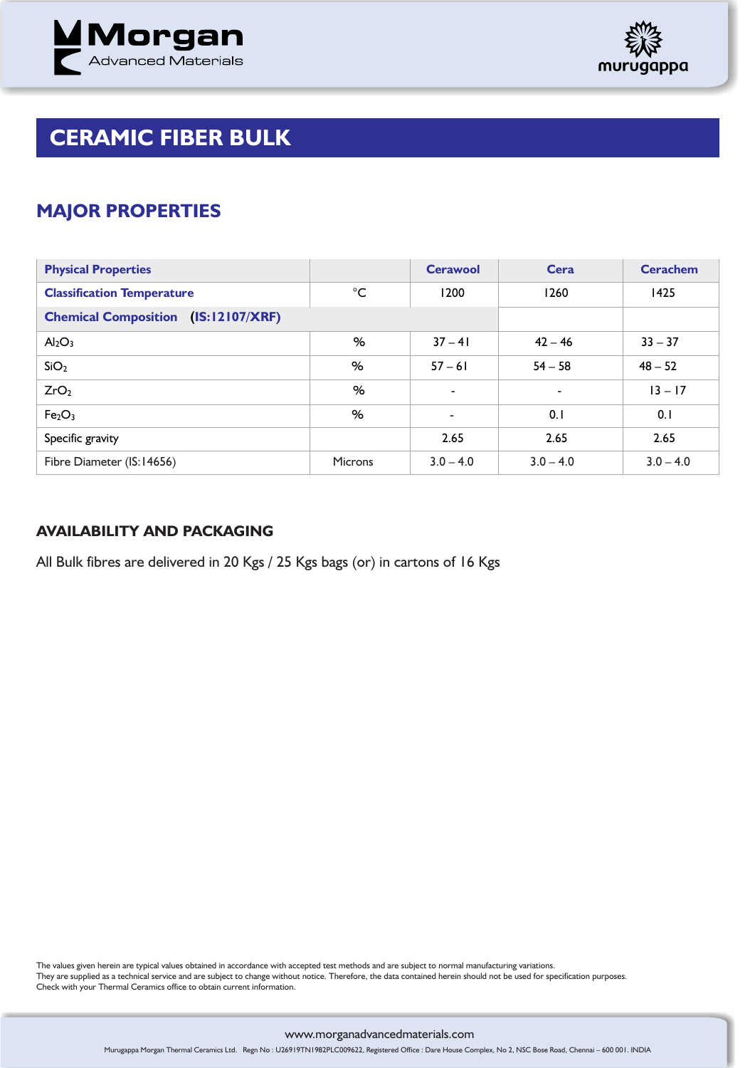# CERAMIC FIBER BULK

## MAJOR PROPERTIES

| Physical Properties | | Cerawool | Cera | Cerachem |
|---|---|---|---|---|
| **Classification Temperature** | °C | 1200 | 1260 | 1425 |
| **Chemical Composition (IS:12107/XRF)** | | | | |
| $Al_2O_3$ | % | 37 – 41 | 42 – 46 | 33 – 37 |
| $SiO_2$ | % | 57 – 61 | 54 – 58 | 48 – 52 |
| $ZrO_2$ | % | - | - | 13 – 17 |
| $Fe_2O_3$ | % | - | 0.1 | 0.1 |
| Specific gravity | | 2.65 | 2.65 | 2.65 |
| Fibre Diameter (IS:14656) | Microns | 3.0 – 4.0 | 3.0 – 4.0 | 3.0 – 4.0 |

### AVAILABILITY AND PACKAGING

All Bulk fibres are delivered in 20 Kgs / 25 Kgs bags (or) in cartons of 16 Kgs

The values given herein are typical values obtained in accordance with accepted test methods and are subject to normal manufacturing variations.
They are supplied as a technical service and are subject to change without notice. Therefore, the data contained herein should not be used for specification purposes.
Check with your Thermal Ceramics office to obtain current information.